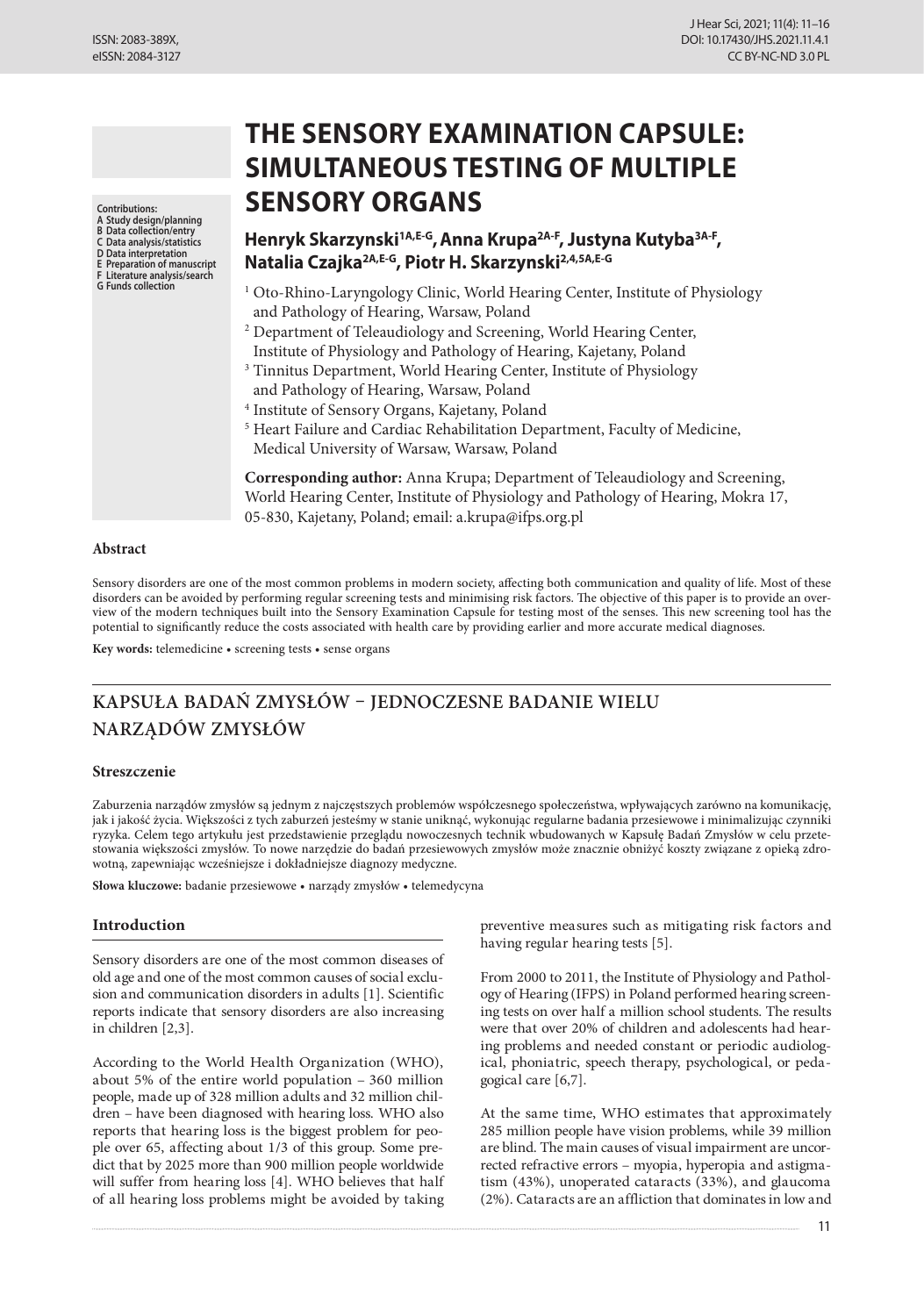# THE SENSORY EXAMINATION CAPSULE: SIMULTANEOUS TESTING OF MULTIPLE SENSORY ORGANS

Contributions:
A Study design/planning
B Data collection/entry
C Data analysis/statistics
D Data interpretation
E Preparation of manuscript
F Literature analysis/search
G Funds collection

**Henryk Skarzynski[1A,E-G], Anna Krupa[2A-F], Justyna Kutyba[3A-F], Natalia Czajka[2A,E-G], Piotr H. Skarzynski[2,4,5A,E-G]**

[1] Oto-Rhino-Laryngology Clinic, World Hearing Center, Institute of Physiology and Pathology of Hearing, Warsaw, Poland
[2] Department of Teleaudiology and Screening, World Hearing Center, Institute of Physiology and Pathology of Hearing, Kajetany, Poland
[3] Tinnitus Department, World Hearing Center, Institute of Physiology and Pathology of Hearing, Warsaw, Poland
[4] Institute of Sensory Organs, Kajetany, Poland
[5] Heart Failure and Cardiac Rehabilitation Department, Faculty of Medicine, Medical University of Warsaw, Warsaw, Poland

**Corresponding author:** Anna Krupa; Department of Teleaudiology and Screening, World Hearing Center, Institute of Physiology and Pathology of Hearing, Mokra 17, 05-830, Kajetany, Poland; email: a.krupa@ifps.org.pl

### Abstract

Sensory disorders are one of the most common problems in modern society, affecting both communication and quality of life. Most of these disorders can be avoided by performing regular screening tests and minimising risk factors. The objective of this paper is to provide an overview of the modern techniques built into the Sensory Examination Capsule for testing most of the senses. This new screening tool has the potential to significantly reduce the costs associated with health care by providing earlier and more accurate medical diagnoses.

**Key words:** telemedicine • screening tests • sense organs

## KAPSUŁA BADAŃ ZMYSŁÓW – JEDNOCZESNE BADANIE WIELU NARZĄDÓW ZMYSŁÓW

### Streszczenie

Zaburzenia narządów zmysłów są jednym z najczęstszych problemów współczesnego społeczeństwa, wpływających zarówno na komunikację, jak i jakość życia. Większości z tych zaburzeń jesteśmy w stanie uniknąć, wykonując regularne badania przesiewowe i minimalizując czynniki ryzyka. Celem tego artykułu jest przedstawienie przeglądu nowoczesnych technik wbudowanych w Kapsułę Badań Zmysłów w celu przetestowania większości zmysłów. To nowe narzędzie do badań przesiewowych zmysłów może znacznie obniżyć koszty związane z opieką zdrowotną, zapewniając wcześniejsze i dokładniejsze diagnozy medyczne.

**Słowa kluczowe:** badanie przesiewowe • narządy zmysłów • telemedycyna

### Introduction

Sensory disorders are one of the most common diseases of old age and one of the most common causes of social exclusion and communication disorders in adults [1]. Scientific reports indicate that sensory disorders are also increasing in children [2,3].

According to the World Health Organization (WHO), about 5% of the entire world population – 360 million people, made up of 328 million adults and 32 million children – have been diagnosed with hearing loss. WHO also reports that hearing loss is the biggest problem for people over 65, affecting about 1/3 of this group. Some predict that by 2025 more than 900 million people worldwide will suffer from hearing loss [4]. WHO believes that half of all hearing loss problems might be avoided by taking preventive measures such as mitigating risk factors and having regular hearing tests [5].

From 2000 to 2011, the Institute of Physiology and Pathology of Hearing (IFPS) in Poland performed hearing screening tests on over half a million school students. The results were that over 20% of children and adolescents had hearing problems and needed constant or periodic audiological, phoniatric, speech therapy, psychological, or pedagogical care [6,7].

At the same time, WHO estimates that approximately 285 million people have vision problems, while 39 million are blind. The main causes of visual impairment are uncorrected refractive errors – myopia, hyperopia and astigmatism (43%), unoperated cataracts (33%), and glaucoma (2%). Cataracts are an affliction that dominates in low and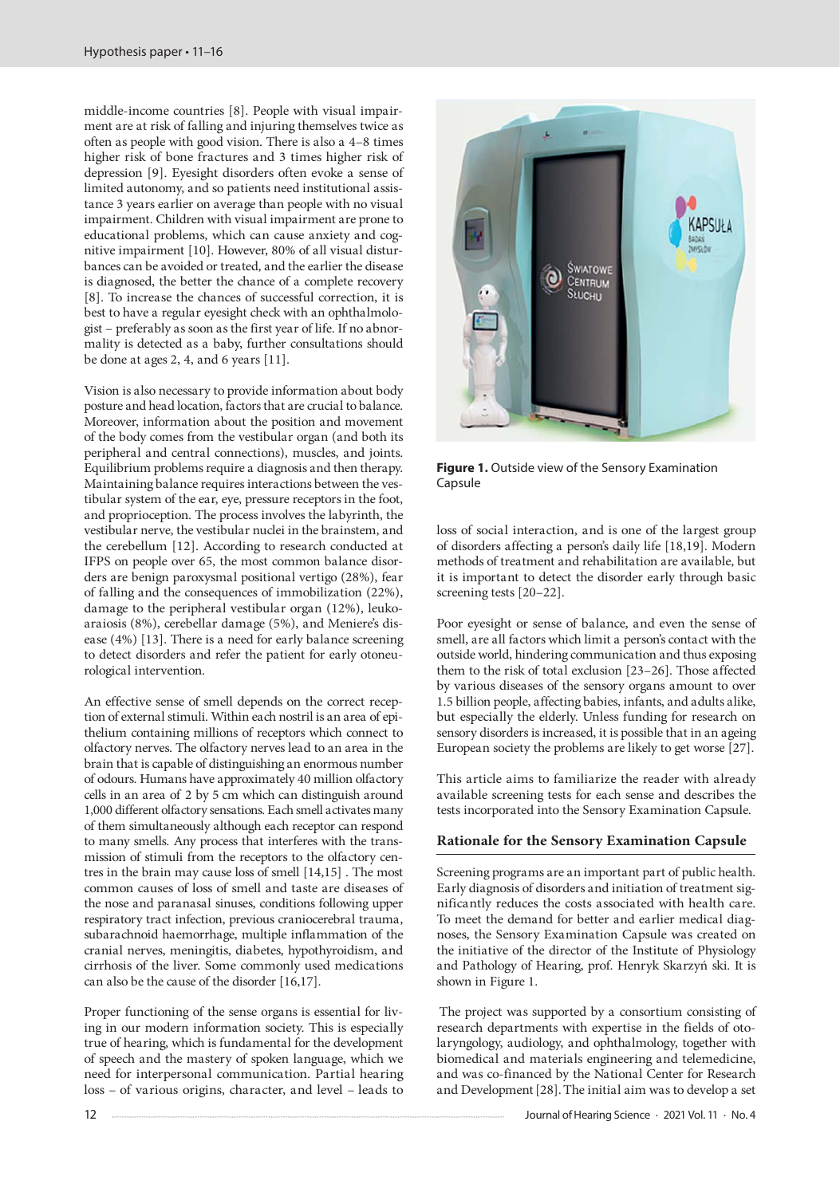middle-income countries [8]. People with visual impairment are at risk of falling and injuring themselves twice as often as people with good vision. There is also a 4–8 times higher risk of bone fractures and 3 times higher risk of depression [9]. Eyesight disorders often evoke a sense of limited autonomy, and so patients need institutional assistance 3 years earlier on average than people with no visual impairment. Children with visual impairment are prone to educational problems, which can cause anxiety and cognitive impairment [10]. However, 80% of all visual disturbances can be avoided or treated, and the earlier the disease is diagnosed, the better the chance of a complete recovery [8]. To increase the chances of successful correction, it is best to have a regular eyesight check with an ophthalmologist – preferably as soon as the first year of life. If no abnormality is detected as a baby, further consultations should be done at ages 2, 4, and 6 years [11].

Vision is also necessary to provide information about body posture and head location, factors that are crucial to balance. Moreover, information about the position and movement of the body comes from the vestibular organ (and both its peripheral and central connections), muscles, and joints. Equilibrium problems require a diagnosis and then therapy. Maintaining balance requires interactions between the vestibular system of the ear, eye, pressure receptors in the foot, and proprioception. The process involves the labyrinth, the vestibular nerve, the vestibular nuclei in the brainstem, and the cerebellum [12]. According to research conducted at IFPS on people over 65, the most common balance disorders are benign paroxysmal positional vertigo (28%), fear of falling and the consequences of immobilization (22%), damage to the peripheral vestibular organ (12%), leukoaraiosis (8%), cerebellar damage (5%), and Meniere's disease (4%) [13]. There is a need for early balance screening to detect disorders and refer the patient for early otoneurological intervention.

An effective sense of smell depends on the correct reception of external stimuli. Within each nostril is an area of epithelium containing millions of receptors which connect to olfactory nerves. The olfactory nerves lead to an area in the brain that is capable of distinguishing an enormous number of odours. Humans have approximately 40 million olfactory cells in an area of 2 by 5 cm which can distinguish around 1,000 different olfactory sensations. Each smell activates many of them simultaneously although each receptor can respond to many smells. Any process that interferes with the transmission of stimuli from the receptors to the olfactory centres in the brain may cause loss of smell [14,15] . The most common causes of loss of smell and taste are diseases of the nose and paranasal sinuses, conditions following upper respiratory tract infection, previous craniocerebral trauma, subarachnoid haemorrhage, multiple inflammation of the cranial nerves, meningitis, diabetes, hypothyroidism, and cirrhosis of the liver. Some commonly used medications can also be the cause of the disorder [16,17].

Proper functioning of the sense organs is essential for living in our modern information society. This is especially true of hearing, which is fundamental for the development of speech and the mastery of spoken language, which we need for interpersonal communication. Partial hearing loss – of various origins, character, and level – leads to loss of social interaction, and is one of the largest group of disorders affecting a person's daily life [18,19]. Modern methods of treatment and rehabilitation are available, but it is important to detect the disorder early through basic screening tests [20–22].

**Figure 1.** Outside view of the Sensory Examination Capsule

Poor eyesight or sense of balance, and even the sense of smell, are all factors which limit a person's contact with the outside world, hindering communication and thus exposing them to the risk of total exclusion [23–26]. Those affected by various diseases of the sensory organs amount to over 1.5 billion people, affecting babies, infants, and adults alike, but especially the elderly. Unless funding for research on sensory disorders is increased, it is possible that in an ageing European society the problems are likely to get worse [27].

This article aims to familiarize the reader with already available screening tests for each sense and describes the tests incorporated into the Sensory Examination Capsule.

## Rationale for the Sensory Examination Capsule

Screening programs are an important part of public health. Early diagnosis of disorders and initiation of treatment significantly reduces the costs associated with health care. To meet the demand for better and earlier medical diagnoses, the Sensory Examination Capsule was created on the initiative of the director of the Institute of Physiology and Pathology of Hearing, prof. Henryk Skarżyński. It is shown in Figure 1.

The project was supported by a consortium consisting of research departments with expertise in the fields of otolaryngology, audiology, and ophthalmology, together with biomedical and materials engineering and telemedicine, and was co-financed by the National Center for Research and Development [28]. The initial aim was to develop a set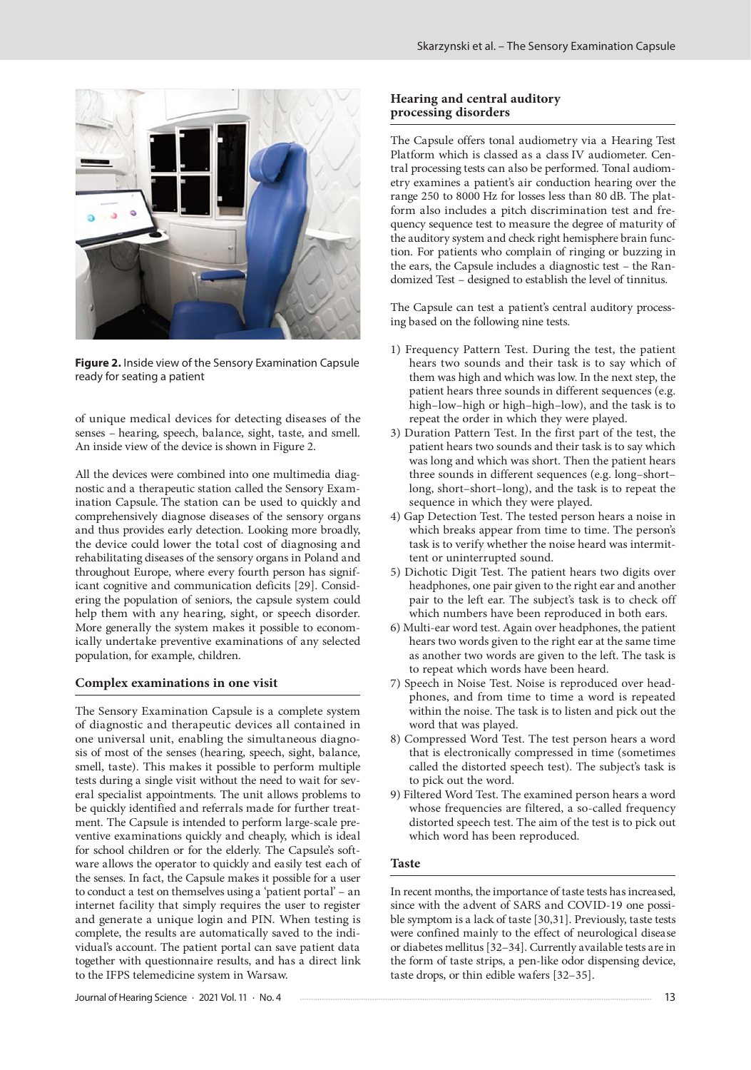Figure 2. Inside view of the Sensory Examination Capsule ready for seating a patient

of unique medical devices for detecting diseases of the senses – hearing, speech, balance, sight, taste, and smell. An inside view of the device is shown in Figure 2.

All the devices were combined into one multimedia diagnostic and a therapeutic station called the Sensory Examination Capsule. The station can be used to quickly and comprehensively diagnose diseases of the sensory organs and thus provides early detection. Looking more broadly, the device could lower the total cost of diagnosing and rehabilitating diseases of the sensory organs in Poland and throughout Europe, where every fourth person has significant cognitive and communication deficits [29]. Considering the population of seniors, the capsule system could help them with any hearing, sight, or speech disorder. More generally the system makes it possible to economically undertake preventive examinations of any selected population, for example, children.

## Complex examinations in one visit

The Sensory Examination Capsule is a complete system of diagnostic and therapeutic devices all contained in one universal unit, enabling the simultaneous diagnosis of most of the senses (hearing, speech, sight, balance, smell, taste). This makes it possible to perform multiple tests during a single visit without the need to wait for several specialist appointments. The unit allows problems to be quickly identified and referrals made for further treatment. The Capsule is intended to perform large-scale preventive examinations quickly and cheaply, which is ideal for school children or for the elderly. The Capsule's software allows the operator to quickly and easily test each of the senses. In fact, the Capsule makes it possible for a user to conduct a test on themselves using a 'patient portal' – an internet facility that simply requires the user to register and generate a unique login and PIN. When testing is complete, the results are automatically saved to the individual's account. The patient portal can save patient data together with questionnaire results, and has a direct link to the IFPS telemedicine system in Warsaw.

## Hearing and central auditory processing disorders

The Capsule offers tonal audiometry via a Hearing Test Platform which is classed as a class IV audiometer. Central processing tests can also be performed. Tonal audiometry examines a patient's air conduction hearing over the range 250 to 8000 Hz for losses less than 80 dB. The platform also includes a pitch discrimination test and frequency sequence test to measure the degree of maturity of the auditory system and check right hemisphere brain function. For patients who complain of ringing or buzzing in the ears, the Capsule includes a diagnostic test – the Randomized Test – designed to establish the level of tinnitus.

The Capsule can test a patient's central auditory processing based on the following nine tests.

1) Frequency Pattern Test. During the test, the patient hears two sounds and their task is to say which of them was high and which was low. In the next step, the patient hears three sounds in different sequences (e.g. high–low–high or high–high–low), and the task is to repeat the order in which they were played.
3) Duration Pattern Test. In the first part of the test, the patient hears two sounds and their task is to say which was long and which was short. Then the patient hears three sounds in different sequences (e.g. long–short–long, short–short–long), and the task is to repeat the sequence in which they were played.
4) Gap Detection Test. The tested person hears a noise in which breaks appear from time to time. The person's task is to verify whether the noise heard was intermittent or uninterrupted sound.
5) Dichotic Digit Test. The patient hears two digits over headphones, one pair given to the right ear and another pair to the left ear. The subject's task is to check off which numbers have been reproduced in both ears.
6) Multi-ear word test. Again over headphones, the patient hears two words given to the right ear at the same time as another two words are given to the left. The task is to repeat which words have been heard.
7) Speech in Noise Test. Noise is reproduced over headphones, and from time to time a word is repeated within the noise. The task is to listen and pick out the word that was played.
8) Compressed Word Test. The test person hears a word that is electronically compressed in time (sometimes called the distorted speech test). The subject's task is to pick out the word.
9) Filtered Word Test. The examined person hears a word whose frequencies are filtered, a so-called frequency distorted speech test. The aim of the test is to pick out which word has been reproduced.

## Taste

In recent months, the importance of taste tests has increased, since with the advent of SARS and COVID-19 one possible symptom is a lack of taste [30,31]. Previously, taste tests were confined mainly to the effect of neurological disease or diabetes mellitus [32–34]. Currently available tests are in the form of taste strips, a pen-like odor dispensing device, taste drops, or thin edible wafers [32–35].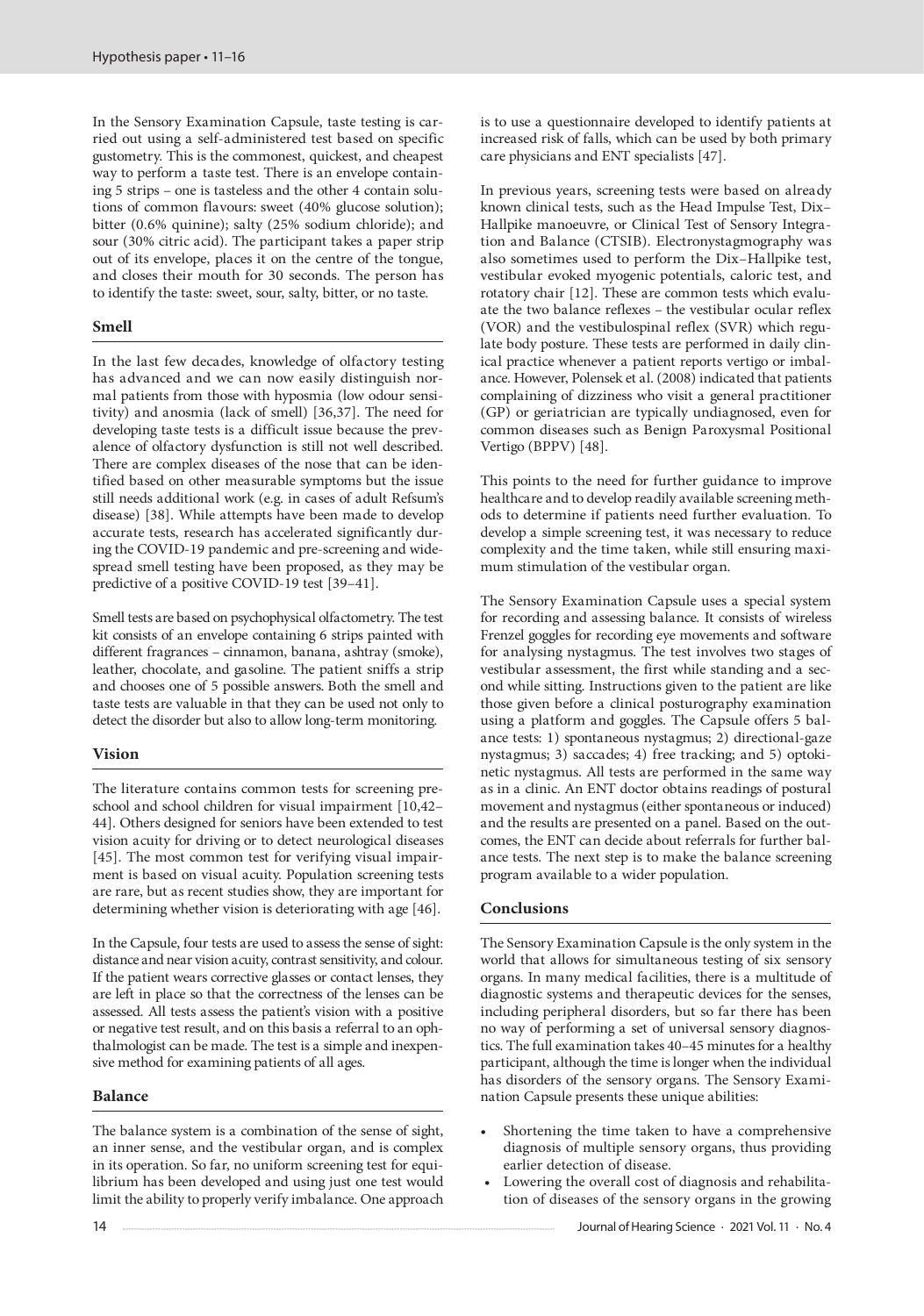In the Sensory Examination Capsule, taste testing is carried out using a self-administered test based on specific gustometry. This is the commonest, quickest, and cheapest way to perform a taste test. There is an envelope containing 5 strips – one is tasteless and the other 4 contain solutions of common flavours: sweet (40% glucose solution); bitter (0.6% quinine); salty (25% sodium chloride); and sour (30% citric acid). The participant takes a paper strip out of its envelope, places it on the centre of the tongue, and closes their mouth for 30 seconds. The person has to identify the taste: sweet, sour, salty, bitter, or no taste.

## Smell

In the last few decades, knowledge of olfactory testing has advanced and we can now easily distinguish normal patients from those with hyposmia (low odour sensitivity) and anosmia (lack of smell) [36,37]. The need for developing taste tests is a difficult issue because the prevalence of olfactory dysfunction is still not well described. There are complex diseases of the nose that can be identified based on other measurable symptoms but the issue still needs additional work (e.g. in cases of adult Refsum's disease) [38]. While attempts have been made to develop accurate tests, research has accelerated significantly during the COVID-19 pandemic and pre-screening and widespread smell testing have been proposed, as they may be predictive of a positive COVID-19 test [39–41].

Smell tests are based on psychophysical olfactometry. The test kit consists of an envelope containing 6 strips painted with different fragrances – cinnamon, banana, ashtray (smoke), leather, chocolate, and gasoline. The patient sniffs a strip and chooses one of 5 possible answers. Both the smell and taste tests are valuable in that they can be used not only to detect the disorder but also to allow long-term monitoring.

## Vision

The literature contains common tests for screening preschool and school children for visual impairment [10,42–44]. Others designed for seniors have been extended to test vision acuity for driving or to detect neurological diseases [45]. The most common test for verifying visual impairment is based on visual acuity. Population screening tests are rare, but as recent studies show, they are important for determining whether vision is deteriorating with age [46].

In the Capsule, four tests are used to assess the sense of sight: distance and near vision acuity, contrast sensitivity, and colour. If the patient wears corrective glasses or contact lenses, they are left in place so that the correctness of the lenses can be assessed. All tests assess the patient's vision with a positive or negative test result, and on this basis a referral to an ophthalmologist can be made. The test is a simple and inexpensive method for examining patients of all ages.

## Balance

The balance system is a combination of the sense of sight, an inner sense, and the vestibular organ, and is complex in its operation. So far, no uniform screening test for equilibrium has been developed and using just one test would limit the ability to properly verify imbalance. One approach is to use a questionnaire developed to identify patients at increased risk of falls, which can be used by both primary care physicians and ENT specialists [47].

In previous years, screening tests were based on already known clinical tests, such as the Head Impulse Test, Dix–Hallpike manoeuvre, or Clinical Test of Sensory Integration and Balance (CTSIB). Electronystagmography was also sometimes used to perform the Dix–Hallpike test, vestibular evoked myogenic potentials, caloric test, and rotatory chair [12]. These are common tests which evaluate the two balance reflexes – the vestibular ocular reflex (VOR) and the vestibulospinal reflex (SVR) which regulate body posture. These tests are performed in daily clinical practice whenever a patient reports vertigo or imbalance. However, Polensek et al. (2008) indicated that patients complaining of dizziness who visit a general practitioner (GP) or geriatrician are typically undiagnosed, even for common diseases such as Benign Paroxysmal Positional Vertigo (BPPV) [48].

This points to the need for further guidance to improve healthcare and to develop readily available screening methods to determine if patients need further evaluation. To develop a simple screening test, it was necessary to reduce complexity and the time taken, while still ensuring maximum stimulation of the vestibular organ.

The Sensory Examination Capsule uses a special system for recording and assessing balance. It consists of wireless Frenzel goggles for recording eye movements and software for analysing nystagmus. The test involves two stages of vestibular assessment, the first while standing and a second while sitting. Instructions given to the patient are like those given before a clinical posturography examination using a platform and goggles. The Capsule offers 5 balance tests: 1) spontaneous nystagmus; 2) directional-gaze nystagmus; 3) saccades; 4) free tracking; and 5) optokinetic nystagmus. All tests are performed in the same way as in a clinic. An ENT doctor obtains readings of postural movement and nystagmus (either spontaneous or induced) and the results are presented on a panel. Based on the outcomes, the ENT can decide about referrals for further balance tests. The next step is to make the balance screening program available to a wider population.

## Conclusions

The Sensory Examination Capsule is the only system in the world that allows for simultaneous testing of six sensory organs. In many medical facilities, there is a multitude of diagnostic systems and therapeutic devices for the senses, including peripheral disorders, but so far there has been no way of performing a set of universal sensory diagnostics. The full examination takes 40–45 minutes for a healthy participant, although the time is longer when the individual has disorders of the sensory organs. The Sensory Examination Capsule presents these unique abilities:

- Shortening the time taken to have a comprehensive diagnosis of multiple sensory organs, thus providing earlier detection of disease.
- Lowering the overall cost of diagnosis and rehabilitation of diseases of the sensory organs in the growing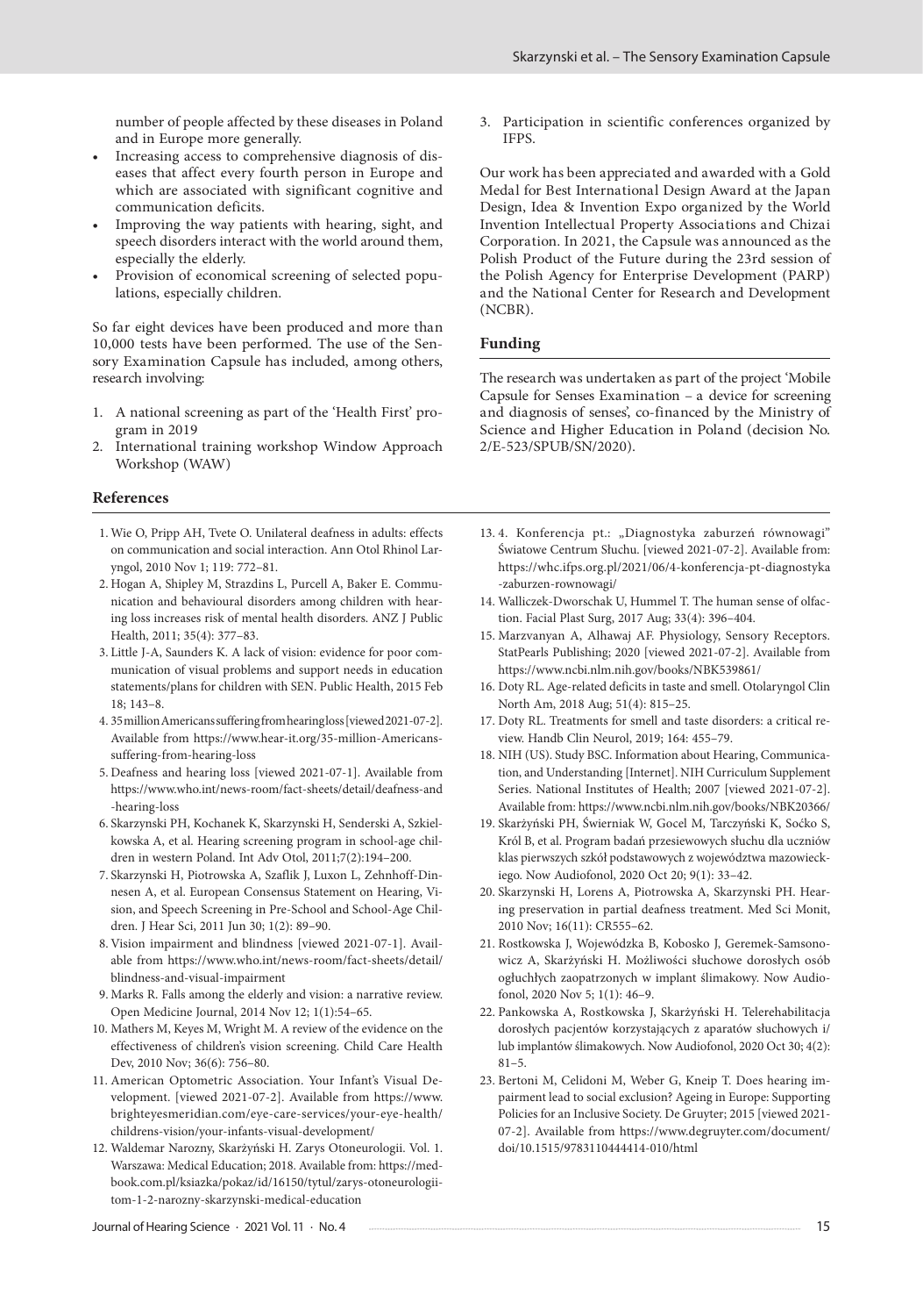number of people affected by these diseases in Poland and in Europe more generally.

- Increasing access to comprehensive diagnosis of diseases that affect every fourth person in Europe and which are associated with significant cognitive and communication deficits.
- Improving the way patients with hearing, sight, and speech disorders interact with the world around them, especially the elderly.
- Provision of economical screening of selected populations, especially children.

So far eight devices have been produced and more than 10,000 tests have been performed. The use of the Sensory Examination Capsule has included, among others, research involving:

1. A national screening as part of the 'Health First' program in 2019
2. International training workshop Window Approach Workshop (WAW)
3. Participation in scientific conferences organized by IFPS.

Our work has been appreciated and awarded with a Gold Medal for Best International Design Award at the Japan Design, Idea & Invention Expo organized by the World Invention Intellectual Property Associations and Chizai Corporation. In 2021, the Capsule was announced as the Polish Product of the Future during the 23rd session of the Polish Agency for Enterprise Development (PARP) and the National Center for Research and Development (NCBR).

## Funding

The research was undertaken as part of the project 'Mobile Capsule for Senses Examination – a device for screening and diagnosis of senses', co-financed by the Ministry of Science and Higher Education in Poland (decision No. 2/E-523/SPUB/SN/2020).

## References

1. Wie O, Pripp AH, Tvete O. Unilateral deafness in adults: effects on communication and social interaction. Ann Otol Rhinol Laryngol, 2010 Nov 1; 119: 772–81.
2. Hogan A, Shipley M, Strazdins L, Purcell A, Baker E. Communication and behavioural disorders among children with hearing loss increases risk of mental health disorders. ANZ J Public Health, 2011; 35(4): 377–83.
3. Little J-A, Saunders K. A lack of vision: evidence for poor communication of visual problems and support needs in education statements/plans for children with SEN. Public Health, 2015 Feb 18; 143–8.
4. 35 million Americans suffering from hearing loss [viewed 2021-07-2]. Available from https://www.hear-it.org/35-million-Americans-suffering-from-hearing-loss
5. Deafness and hearing loss [viewed 2021-07-1]. Available from https://www.who.int/news-room/fact-sheets/detail/deafness-and-hearing-loss
6. Skarzynski PH, Kochanek K, Skarzynski H, Senderski A, Szkielkowska A, et al. Hearing screening program in school-age children in western Poland. Int Adv Otol, 2011;7(2):194–200.
7. Skarzynski H, Piotrowska A, Szaflik J, Luxon L, Zehnhoff-Dinnesen A, et al. European Consensus Statement on Hearing, Vision, and Speech Screening in Pre-School and School-Age Children. J Hear Sci, 2011 Jun 30; 1(2): 89–90.
8. Vision impairment and blindness [viewed 2021-07-1]. Available from https://www.who.int/news-room/fact-sheets/detail/blindness-and-visual-impairment
9. Marks R. Falls among the elderly and vision: a narrative review. Open Medicine Journal, 2014 Nov 12; 1(1):54–65.
10. Mathers M, Keyes M, Wright M. A review of the evidence on the effectiveness of children's vision screening. Child Care Health Dev, 2010 Nov; 36(6): 756–80.
11. American Optometric Association. Your Infant's Visual Development. [viewed 2021-07-2]. Available from https://www.brighteyesmeridian.com/eye-care-services/your-eye-health/childrens-vision/your-infants-visual-development/
12. Waldemar Narozny, Skarżyński H. Zarys Otoneurologii. Vol. 1. Warszawa: Medical Education; 2018. Available from: https://medbook.com.pl/ksiazka/pokaz/id/16150/tytul/zarys-otoneurologii-tom-1-2-narozny-skarzynski-medical-education
13. 4. Konferencja pt.: „Diagnostyka zaburzeń równowagi" Światowe Centrum Słuchu. [viewed 2021-07-2]. Available from: https://whc.ifps.org.pl/2021/06/4-konferencja-pt-diagnostyka-zaburzen-rownowagi/
14. Walliczek-Dworschak U, Hummel T. The human sense of olfaction. Facial Plast Surg, 2017 Aug; 33(4): 396–404.
15. Marzvanyan A, Alhawaj AF. Physiology, Sensory Receptors. StatPearls Publishing; 2020 [viewed 2021-07-2]. Available from https://www.ncbi.nlm.nih.gov/books/NBK539861/
16. Doty RL. Age-related deficits in taste and smell. Otolaryngol Clin North Am, 2018 Aug; 51(4): 815–25.
17. Doty RL. Treatments for smell and taste disorders: a critical review. Handb Clin Neurol, 2019; 164: 455–79.
18. NIH (US). Study BSC. Information about Hearing, Communication, and Understanding [Internet]. NIH Curriculum Supplement Series. National Institutes of Health; 2007 [viewed 2021-07-2]. Available from: https://www.ncbi.nlm.nih.gov/books/NBK20366/
19. Skarżyński PH, Świerniak W, Gocel M, Tarczyński K, Soćko S, Król B, et al. Program badań przesiewowych słuchu dla uczniów klas pierwszych szkół podstawowych z województwa mazowieckiego. Now Audiofonol, 2020 Oct 20; 9(1): 33–42.
20. Skarzynski H, Lorens A, Piotrowska A, Skarzynski PH. Hearing preservation in partial deafness treatment. Med Sci Monit, 2010 Nov; 16(11): CR555–62.
21. Rostkowska J, Wojewódzka B, Kobosko J, Geremek-Samsonowicz A, Skarżyński H. Możliwości słuchowe dorosłych osób ogłuchłych zaopatrzonych w implant ślimakowy. Now Audiofonol, 2020 Nov 5; 1(1): 46–9.
22. Pankowska A, Rostkowska J, Skarżyński H. Telerehabilitacja dorosłych pacjentów korzystających z aparatów słuchowych i/lub implantów ślimakowych. Now Audiofonol, 2020 Oct 30; 4(2): 81–5.
23. Bertoni M, Celidoni M, Weber G, Kneip T. Does hearing impairment lead to social exclusion? Ageing in Europe: Supporting Policies for an Inclusive Society. De Gruyter; 2015 [viewed 2021-07-2]. Available from https://www.degruyter.com/document/doi/10.1515/9783110444414-010/html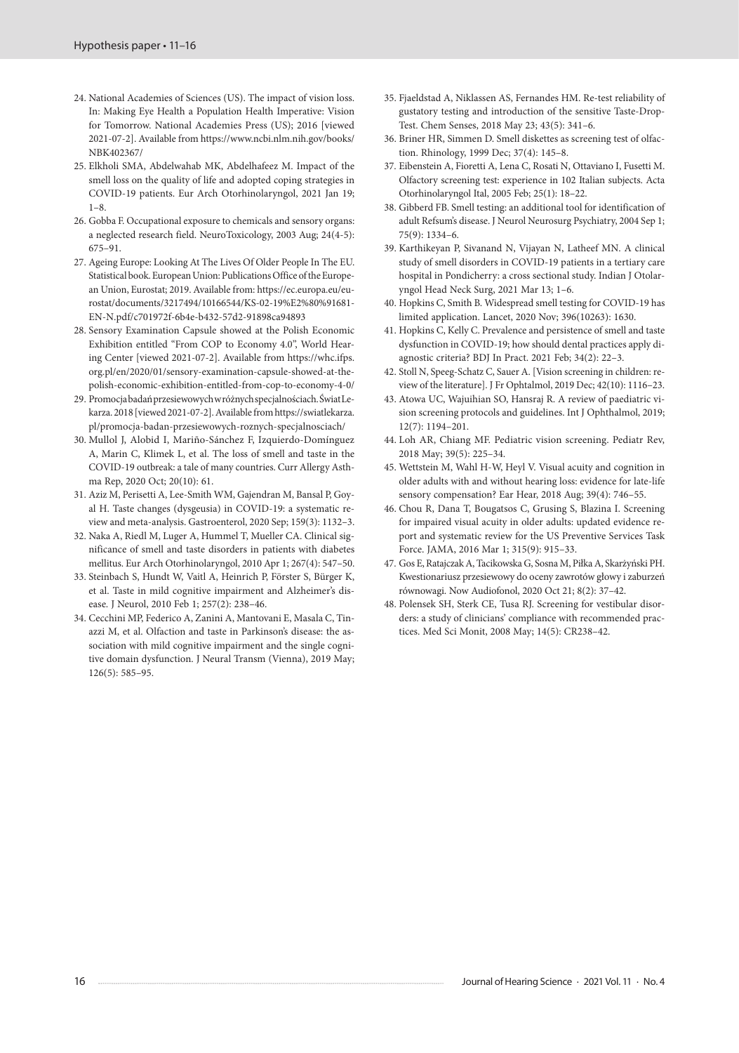24. National Academies of Sciences (US). The impact of vision loss. In: Making Eye Health a Population Health Imperative: Vision for Tomorrow. National Academies Press (US); 2016 [viewed 2021-07-2]. Available from https://www.ncbi.nlm.nih.gov/books/NBK402367/
25. Elkholi SMA, Abdelwahab MK, Abdelhafeez M. Impact of the smell loss on the quality of life and adopted coping strategies in COVID-19 patients. Eur Arch Otorhinolaryngol, 2021 Jan 19; 1–8.
26. Gobba F. Occupational exposure to chemicals and sensory organs: a neglected research field. NeuroToxicology, 2003 Aug; 24(4-5): 675–91.
27. Ageing Europe: Looking At The Lives Of Older People In The EU. Statistical book. European Union: Publications Office of the European Union, Eurostat; 2019. Available from: https://ec.europa.eu/eurostat/documents/3217494/10166544/KS-02-19%E2%80%91681-EN-N.pdf/c701972f-6b4e-b432-57d2-91898ca94893
28. Sensory Examination Capsule showed at the Polish Economic Exhibition entitled "From COP to Economy 4.0", World Hearing Center [viewed 2021-07-2]. Available from https://whc.ifps.org.pl/en/2020/01/sensory-examination-capsule-showed-at-the-polish-economic-exhibition-entitled-from-cop-to-economy-4-0/
29. Promocja badań przesiewowych w różnych specjalnościach. Świat Lekarza. 2018 [viewed 2021-07-2]. Available from https://swiatlekarza.pl/promocja-badan-przesiewowych-roznych-specjalnosciach/
30. Mullol J, Alobid I, Mariño-Sánchez F, Izquierdo-Domínguez A, Marin C, Klimek L, et al. The loss of smell and taste in the COVID-19 outbreak: a tale of many countries. Curr Allergy Asthma Rep, 2020 Oct; 20(10): 61.
31. Aziz M, Perisetti A, Lee-Smith WM, Gajendran M, Bansal P, Goyal H. Taste changes (dysgeusia) in COVID-19: a systematic review and meta-analysis. Gastroenterol, 2020 Sep; 159(3): 1132–3.
32. Naka A, Riedl M, Luger A, Hummel T, Mueller CA. Clinical significance of smell and taste disorders in patients with diabetes mellitus. Eur Arch Otorhinolaryngol, 2010 Apr 1; 267(4): 547–50.
33. Steinbach S, Hundt W, Vaitl A, Heinrich P, Förster S, Bürger K, et al. Taste in mild cognitive impairment and Alzheimer's disease. J Neurol, 2010 Feb 1; 257(2): 238–46.
34. Cecchini MP, Federico A, Zanini A, Mantovani E, Masala C, Tinazzi M, et al. Olfaction and taste in Parkinson's disease: the association with mild cognitive impairment and the single cognitive domain dysfunction. J Neural Transm (Vienna), 2019 May; 126(5): 585–95.
35. Fjaeldstad A, Niklassen AS, Fernandes HM. Re-test reliability of gustatory testing and introduction of the sensitive Taste-Drop-Test. Chem Senses, 2018 May 23; 43(5): 341–6.
36. Briner HR, Simmen D. Smell diskettes as screening test of olfaction. Rhinology, 1999 Dec; 37(4): 145–8.
37. Eibenstein A, Fioretti A, Lena C, Rosati N, Ottaviano I, Fusetti M. Olfactory screening test: experience in 102 Italian subjects. Acta Otorhinolaryngol Ital, 2005 Feb; 25(1): 18–22.
38. Gibberd FB. Smell testing: an additional tool for identification of adult Refsum's disease. J Neurol Neurosurg Psychiatry, 2004 Sep 1; 75(9): 1334–6.
39. Karthikeyan P, Sivanand N, Vijayan N, Latheef MN. A clinical study of smell disorders in COVID-19 patients in a tertiary care hospital in Pondicherry: a cross sectional study. Indian J Otolaryngol Head Neck Surg, 2021 Mar 13; 1–6.
40. Hopkins C, Smith B. Widespread smell testing for COVID-19 has limited application. Lancet, 2020 Nov; 396(10263): 1630.
41. Hopkins C, Kelly C. Prevalence and persistence of smell and taste dysfunction in COVID-19; how should dental practices apply diagnostic criteria? BDJ In Pract. 2021 Feb; 34(2): 22–3.
42. Stoll N, Speeg-Schatz C, Sauer A. [Vision screening in children: review of the literature]. J Fr Ophtalmol, 2019 Dec; 42(10): 1116–23.
43. Atowa UC, Wajuihian SO, Hansraj R. A review of paediatric vision screening protocols and guidelines. Int J Ophthalmol, 2019; 12(7): 1194–201.
44. Loh AR, Chiang MF. Pediatric vision screening. Pediatr Rev, 2018 May; 39(5): 225–34.
45. Wettstein M, Wahl H-W, Heyl V. Visual acuity and cognition in older adults with and without hearing loss: evidence for late-life sensory compensation? Ear Hear, 2018 Aug; 39(4): 746–55.
46. Chou R, Dana T, Bougatsos C, Grusing S, Blazina I. Screening for impaired visual acuity in older adults: updated evidence report and systematic review for the US Preventive Services Task Force. JAMA, 2016 Mar 1; 315(9): 915–33.
47. Gos E, Ratajczak A, Tacikowska G, Sosna M, Piłka A, Skarżyński PH. Kwestionariusz przesiewowy do oceny zawrotów głowy i zaburzeń równowagi. Now Audiofonol, 2020 Oct 21; 8(2): 37–42.
48. Polensek SH, Sterk CE, Tusa RJ. Screening for vestibular disorders: a study of clinicians' compliance with recommended practices. Med Sci Monit, 2008 May; 14(5): CR238–42.